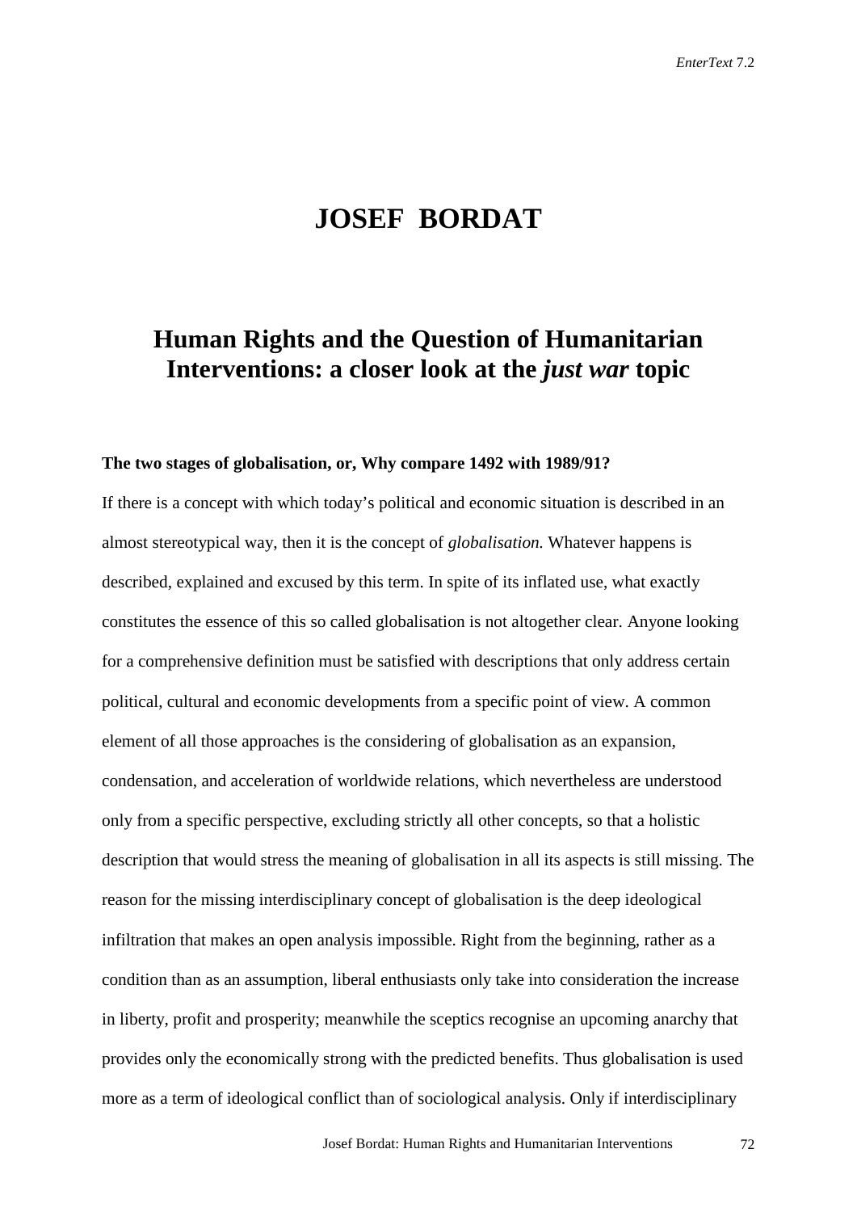# JOSEF BORDAT

## Human Rights and the Question of Humanitarian Interventions: a closer look at the *just war* topic

**The two stages of globalisation, or, Why compare 1492 with 1989/91?**

If there is a concept with which today's political and economic situation is described in an almost stereotypical way, then it is the concept of *globalisation.* Whatever happens is described, explained and excused by this term. In spite of its inflated use, what exactly constitutes the essence of this so called globalisation is not altogether clear. Anyone looking for a comprehensive definition must be satisfied with descriptions that only address certain political, cultural and economic developments from a specific point of view. A common element of all those approaches is the considering of globalisation as an expansion, condensation, and acceleration of worldwide relations, which nevertheless are understood only from a specific perspective, excluding strictly all other concepts, so that a holistic description that would stress the meaning of globalisation in all its aspects is still missing. The reason for the missing interdisciplinary concept of globalisation is the deep ideological infiltration that makes an open analysis impossible. Right from the beginning, rather as a condition than as an assumption, liberal enthusiasts only take into consideration the increase in liberty, profit and prosperity; meanwhile the sceptics recognise an upcoming anarchy that provides only the economically strong with the predicted benefits. Thus globalisation is used more as a term of ideological conflict than of sociological analysis. Only if interdisciplinary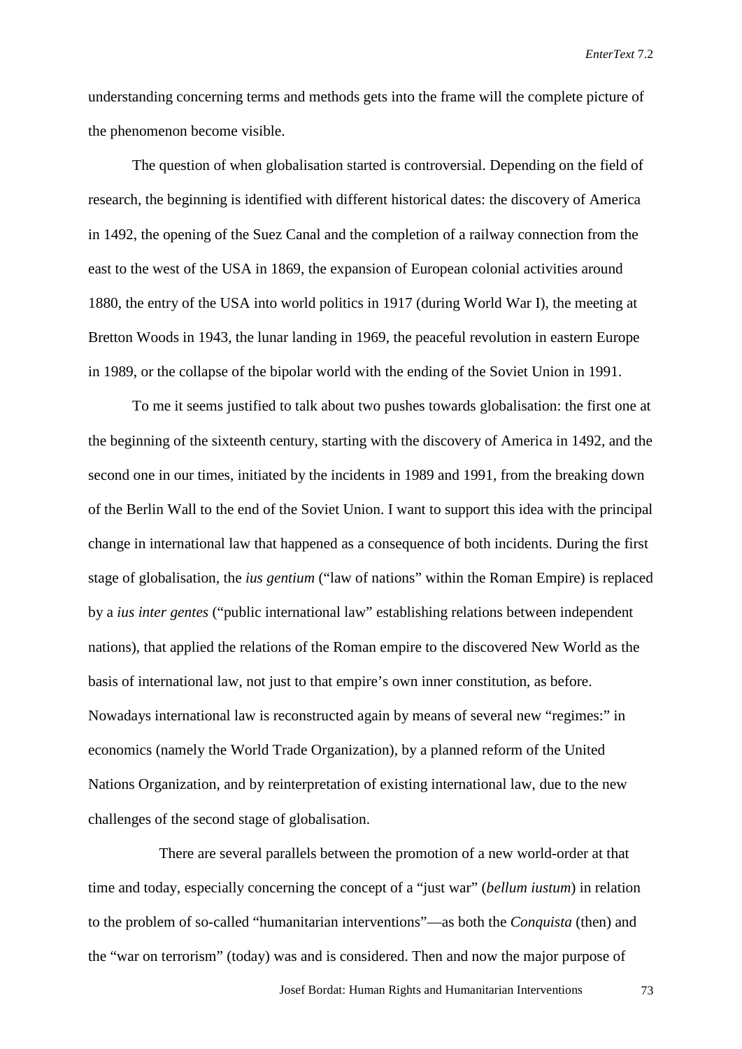understanding concerning terms and methods gets into the frame will the complete picture of the phenomenon become visible.

The question of when globalisation started is controversial. Depending on the field of research, the beginning is identified with different historical dates: the discovery of America in 1492, the opening of the Suez Canal and the completion of a railway connection from the east to the west of the USA in 1869, the expansion of European colonial activities around 1880, the entry of the USA into world politics in 1917 (during World War I), the meeting at Bretton Woods in 1943, the lunar landing in 1969, the peaceful revolution in eastern Europe in 1989, or the collapse of the bipolar world with the ending of the Soviet Union in 1991.

To me it seems justified to talk about two pushes towards globalisation: the first one at the beginning of the sixteenth century, starting with the discovery of America in 1492, and the second one in our times, initiated by the incidents in 1989 and 1991, from the breaking down of the Berlin Wall to the end of the Soviet Union. I want to support this idea with the principal change in international law that happened as a consequence of both incidents. During the first stage of globalisation, the *ius gentium* ("law of nations" within the Roman Empire) is replaced by a *ius inter gentes* ("public international law" establishing relations between independent nations), that applied the relations of the Roman empire to the discovered New World as the basis of international law, not just to that empire's own inner constitution, as before. Nowadays international law is reconstructed again by means of several new "regimes:" in economics (namely the World Trade Organization), by a planned reform of the United Nations Organization, and by reinterpretation of existing international law, due to the new challenges of the second stage of globalisation.

There are several parallels between the promotion of a new world-order at that time and today, especially concerning the concept of a "just war" (*bellum iustum*) in relation to the problem of so-called "humanitarian interventions"—as both the *Conquista* (then) and the "war on terrorism" (today) was and is considered. Then and now the major purpose of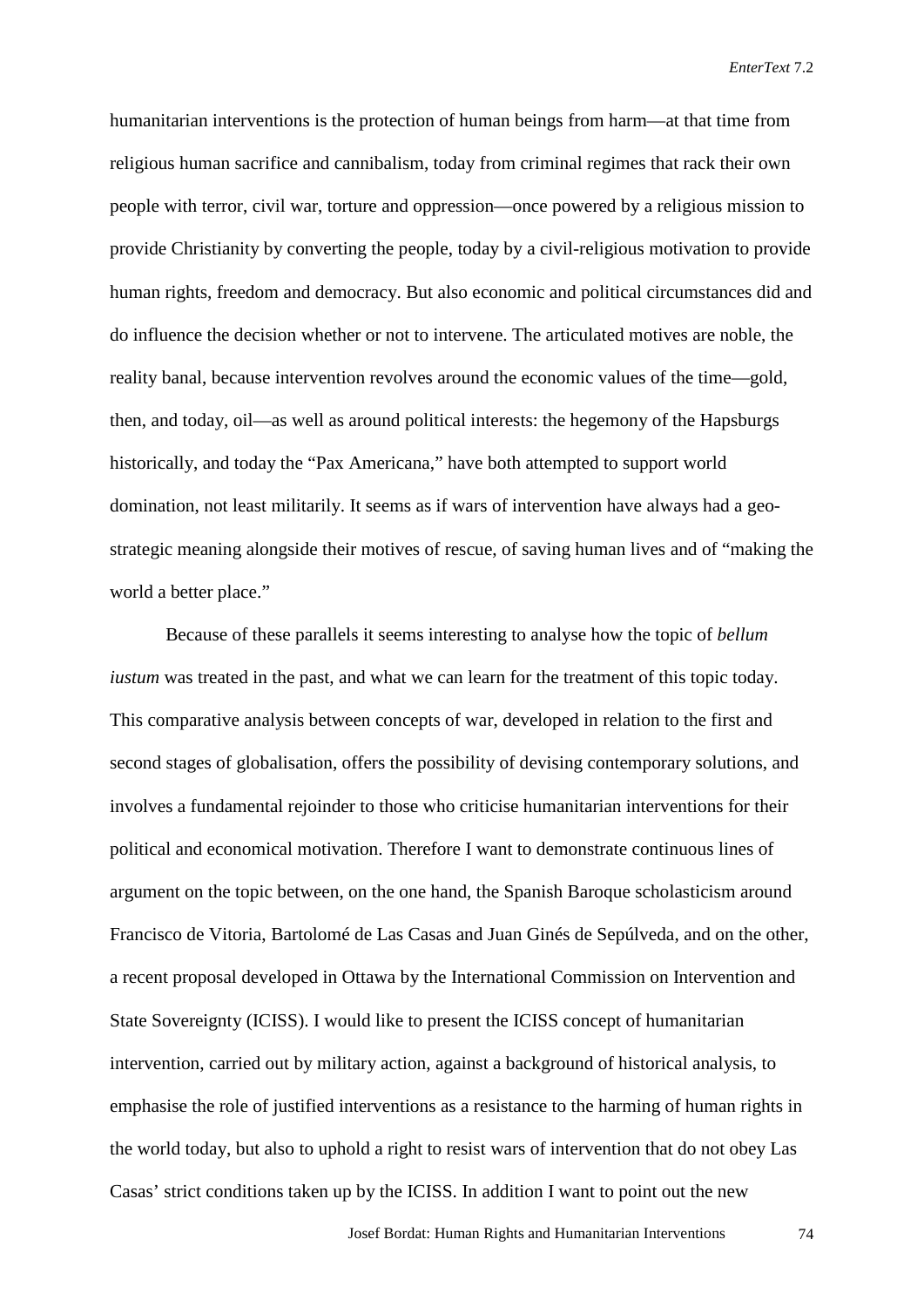humanitarian interventions is the protection of human beings from harm—at that time from religious human sacrifice and cannibalism, today from criminal regimes that rack their own people with terror, civil war, torture and oppression—once powered by a religious mission to provide Christianity by converting the people, today by a civil-religious motivation to provide human rights, freedom and democracy. But also economic and political circumstances did and do influence the decision whether or not to intervene. The articulated motives are noble, the reality banal, because intervention revolves around the economic values of the time—gold, then, and today, oil—as well as around political interests: the hegemony of the Hapsburgs historically, and today the "Pax Americana," have both attempted to support world domination, not least militarily. It seems as if wars of intervention have always had a geo-strategic meaning alongside their motives of rescue, of saving human lives and of "making the world a better place."

Because of these parallels it seems interesting to analyse how the topic of *bellum iustum* was treated in the past, and what we can learn for the treatment of this topic today. This comparative analysis between concepts of war, developed in relation to the first and second stages of globalisation, offers the possibility of devising contemporary solutions, and involves a fundamental rejoinder to those who criticise humanitarian interventions for their political and economical motivation. Therefore I want to demonstrate continuous lines of argument on the topic between, on the one hand, the Spanish Baroque scholasticism around Francisco de Vitoria, Bartolomé de Las Casas and Juan Ginés de Sepúlveda, and on the other, a recent proposal developed in Ottawa by the International Commission on Intervention and State Sovereignty (ICISS). I would like to present the ICISS concept of humanitarian intervention, carried out by military action, against a background of historical analysis, to emphasise the role of justified interventions as a resistance to the harming of human rights in the world today, but also to uphold a right to resist wars of intervention that do not obey Las Casas' strict conditions taken up by the ICISS. In addition I want to point out the new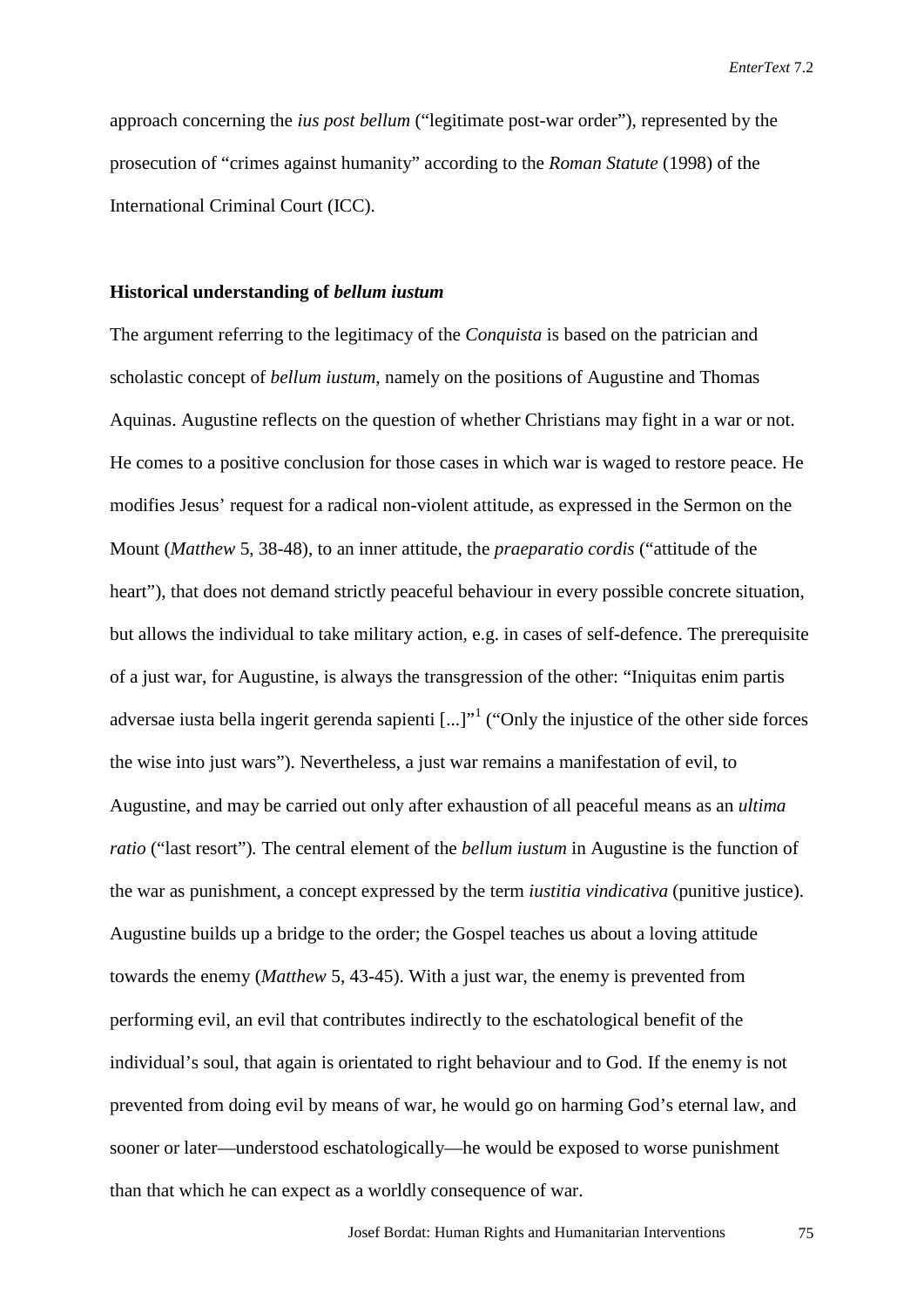approach concerning the *ius post bellum* ("legitimate post-war order"), represented by the prosecution of "crimes against humanity" according to the *Roman Statute* (1998) of the International Criminal Court (ICC).

## Historical understanding of *bellum iustum*

The argument referring to the legitimacy of the *Conquista* is based on the patrician and scholastic concept of *bellum iustum*, namely on the positions of Augustine and Thomas Aquinas. Augustine reflects on the question of whether Christians may fight in a war or not. He comes to a positive conclusion for those cases in which war is waged to restore peace. He modifies Jesus' request for a radical non-violent attitude, as expressed in the Sermon on the Mount (*Matthew* 5, 38-48), to an inner attitude, the *praeparatio cordis* ("attitude of the heart"), that does not demand strictly peaceful behaviour in every possible concrete situation, but allows the individual to take military action, e.g. in cases of self-defence. The prerequisite of a just war, for Augustine, is always the transgression of the other: "Iniquitas enim partis adversae iusta bella ingerit gerenda sapienti [...]"[1] ("Only the injustice of the other side forces the wise into just wars"). Nevertheless, a just war remains a manifestation of evil, to Augustine, and may be carried out only after exhaustion of all peaceful means as an *ultima ratio* ("last resort"). The central element of the *bellum iustum* in Augustine is the function of the war as punishment, a concept expressed by the term *iustitia vindicativa* (punitive justice). Augustine builds up a bridge to the order; the Gospel teaches us about a loving attitude towards the enemy (*Matthew* 5, 43-45). With a just war, the enemy is prevented from performing evil, an evil that contributes indirectly to the eschatological benefit of the individual's soul, that again is orientated to right behaviour and to God. If the enemy is not prevented from doing evil by means of war, he would go on harming God's eternal law, and sooner or later—understood eschatologically—he would be exposed to worse punishment than that which he can expect as a worldly consequence of war.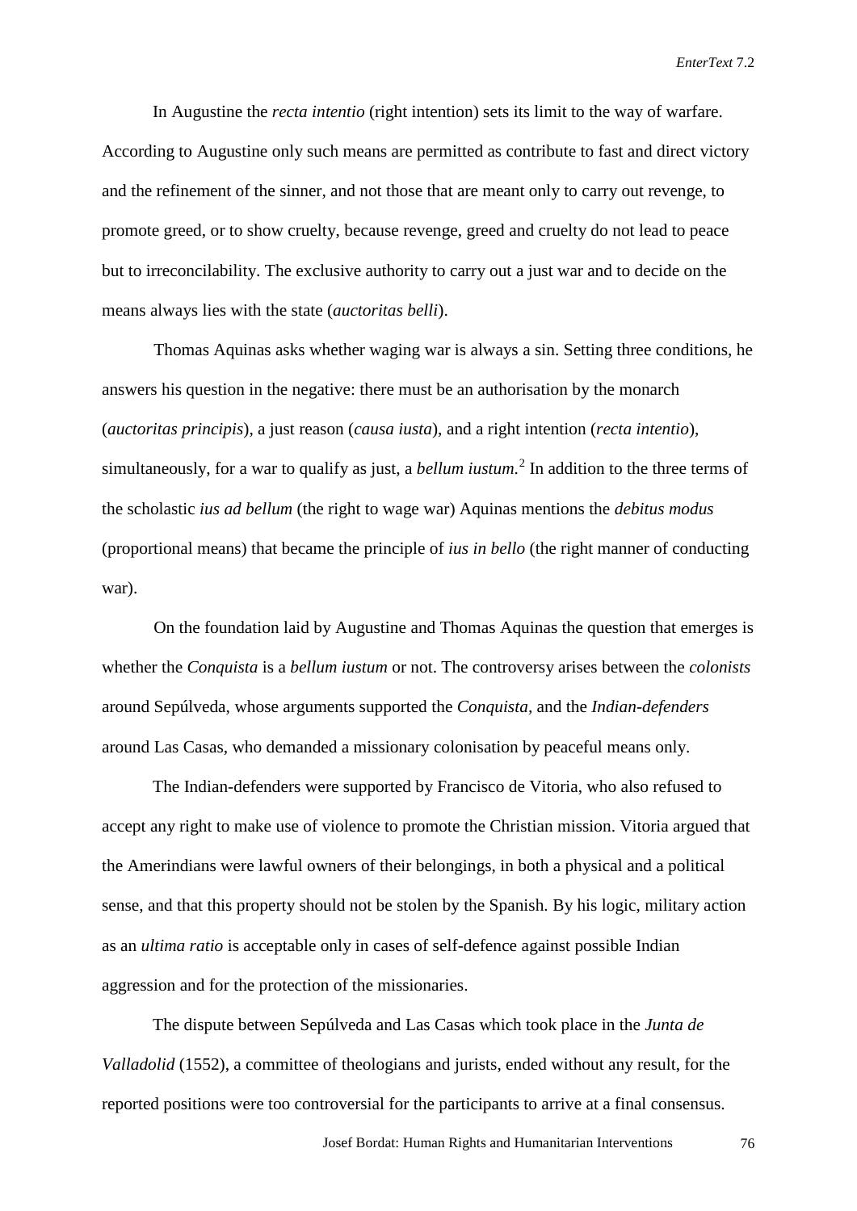In Augustine the *recta intentio* (right intention) sets its limit to the way of warfare. According to Augustine only such means are permitted as contribute to fast and direct victory and the refinement of the sinner, and not those that are meant only to carry out revenge, to promote greed, or to show cruelty, because revenge, greed and cruelty do not lead to peace but to irreconcilability. The exclusive authority to carry out a just war and to decide on the means always lies with the state (*auctoritas belli*).

Thomas Aquinas asks whether waging war is always a sin. Setting three conditions, he answers his question in the negative: there must be an authorisation by the monarch (*auctoritas principis*), a just reason (*causa iusta*), and a right intention (*recta intentio*), simultaneously, for a war to qualify as just, a *bellum iustum*.[2] In addition to the three terms of the scholastic *ius ad bellum* (the right to wage war) Aquinas mentions the *debitus modus* (proportional means) that became the principle of *ius in bello* (the right manner of conducting war).

On the foundation laid by Augustine and Thomas Aquinas the question that emerges is whether the *Conquista* is a *bellum iustum* or not. The controversy arises between the *colonists* around Sepúlveda, whose arguments supported the *Conquista*, and the *Indian-defenders* around Las Casas, who demanded a missionary colonisation by peaceful means only.

The Indian-defenders were supported by Francisco de Vitoria, who also refused to accept any right to make use of violence to promote the Christian mission. Vitoria argued that the Amerindians were lawful owners of their belongings, in both a physical and a political sense, and that this property should not be stolen by the Spanish. By his logic, military action as an *ultima ratio* is acceptable only in cases of self-defence against possible Indian aggression and for the protection of the missionaries.

The dispute between Sepúlveda and Las Casas which took place in the *Junta de Valladolid* (1552), a committee of theologians and jurists, ended without any result, for the reported positions were too controversial for the participants to arrive at a final consensus.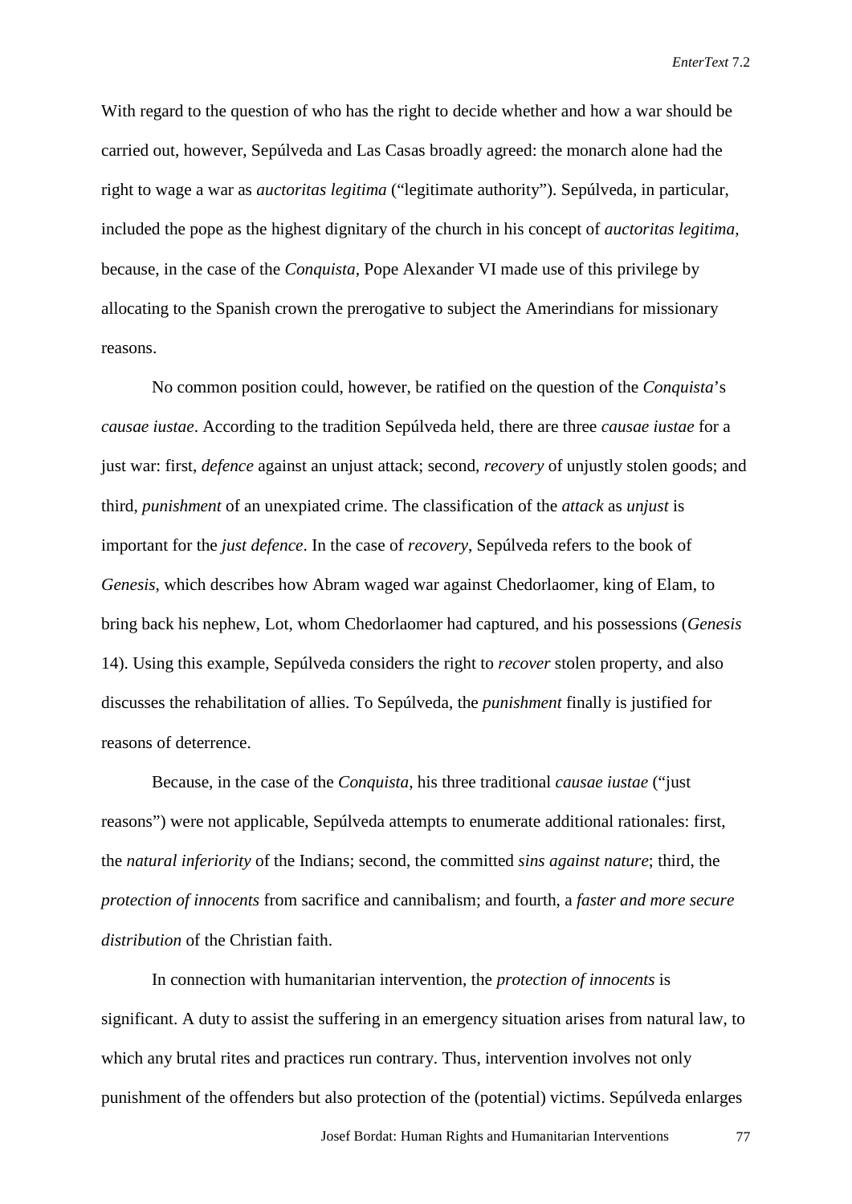With regard to the question of who has the right to decide whether and how a war should be carried out, however, Sepúlveda and Las Casas broadly agreed: the monarch alone had the right to wage a war as *auctoritas legitima* ("legitimate authority"). Sepúlveda, in particular, included the pope as the highest dignitary of the church in his concept of *auctoritas legitima*, because, in the case of the *Conquista,* Pope Alexander VI made use of this privilege by allocating to the Spanish crown the prerogative to subject the Amerindians for missionary reasons.

No common position could, however, be ratified on the question of the *Conquista*'s *causae iustae*. According to the tradition Sepúlveda held, there are three *causae iustae* for a just war: first, *defence* against an unjust attack; second, *recovery* of unjustly stolen goods; and third, *punishment* of an unexpiated crime. The classification of the *attack* as *unjust* is important for the *just defence*. In the case of *recovery*, Sepúlveda refers to the book of *Genesis*, which describes how Abram waged war against Chedorlaomer, king of Elam, to bring back his nephew, Lot, whom Chedorlaomer had captured, and his possessions (*Genesis* 14). Using this example, Sepúlveda considers the right to *recover* stolen property, and also discusses the rehabilitation of allies. To Sepúlveda, the *punishment* finally is justified for reasons of deterrence.

Because, in the case of the *Conquista*, his three traditional *causae iustae* ("just reasons") were not applicable, Sepúlveda attempts to enumerate additional rationales: first, the *natural inferiority* of the Indians; second, the committed *sins against nature*; third, the *protection of innocents* from sacrifice and cannibalism; and fourth, a *faster and more secure distribution* of the Christian faith.

In connection with humanitarian intervention, the *protection of innocents* is significant. A duty to assist the suffering in an emergency situation arises from natural law, to which any brutal rites and practices run contrary. Thus, intervention involves not only punishment of the offenders but also protection of the (potential) victims. Sepúlveda enlarges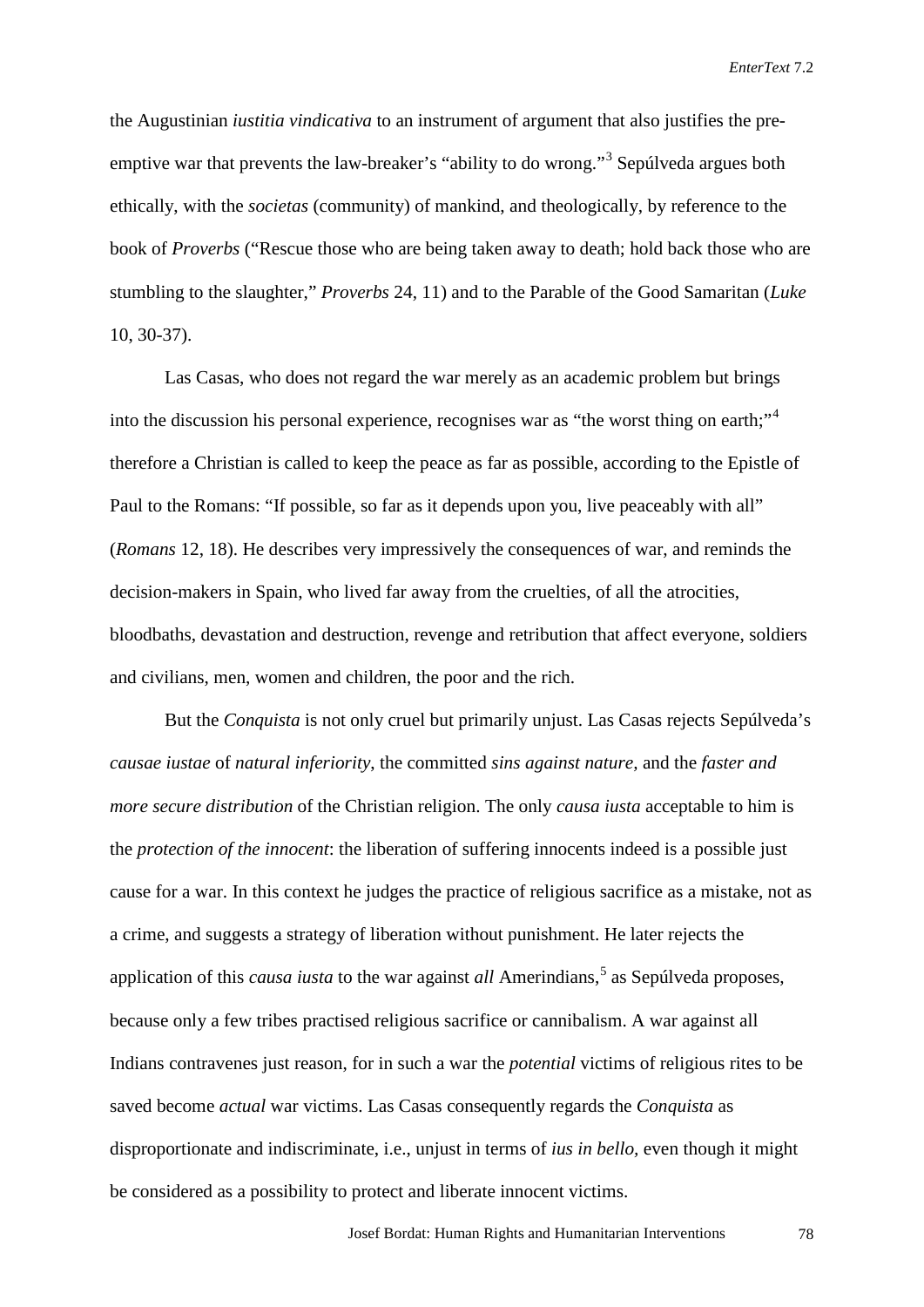the Augustinian *iustitia vindicativa* to an instrument of argument that also justifies the pre-emptive war that prevents the law-breaker's "ability to do wrong."[3] Sepúlveda argues both ethically, with the *societas* (community) of mankind, and theologically, by reference to the book of *Proverbs* ("Rescue those who are being taken away to death; hold back those who are stumbling to the slaughter," *Proverbs* 24, 11) and to the Parable of the Good Samaritan (*Luke* 10, 30-37).

Las Casas, who does not regard the war merely as an academic problem but brings into the discussion his personal experience, recognises war as "the worst thing on earth;"[4] therefore a Christian is called to keep the peace as far as possible, according to the Epistle of Paul to the Romans: "If possible, so far as it depends upon you, live peaceably with all" (*Romans* 12, 18). He describes very impressively the consequences of war, and reminds the decision-makers in Spain, who lived far away from the cruelties, of all the atrocities, bloodbaths, devastation and destruction, revenge and retribution that affect everyone, soldiers and civilians, men, women and children, the poor and the rich.

But the *Conquista* is not only cruel but primarily unjust. Las Casas rejects Sepúlveda's *causae iustae* of *natural inferiority*, the committed *sins against nature,* and the *faster and more secure distribution* of the Christian religion. The only *causa iusta* acceptable to him is the *protection of the innocent*: the liberation of suffering innocents indeed is a possible just cause for a war. In this context he judges the practice of religious sacrifice as a mistake, not as a crime, and suggests a strategy of liberation without punishment. He later rejects the application of this *causa iusta* to the war against *all* Amerindians,[5] as Sepúlveda proposes, because only a few tribes practised religious sacrifice or cannibalism. A war against all Indians contravenes just reason, for in such a war the *potential* victims of religious rites to be saved become *actual* war victims. Las Casas consequently regards the *Conquista* as disproportionate and indiscriminate, i.e., unjust in terms of *ius in bello,* even though it might be considered as a possibility to protect and liberate innocent victims.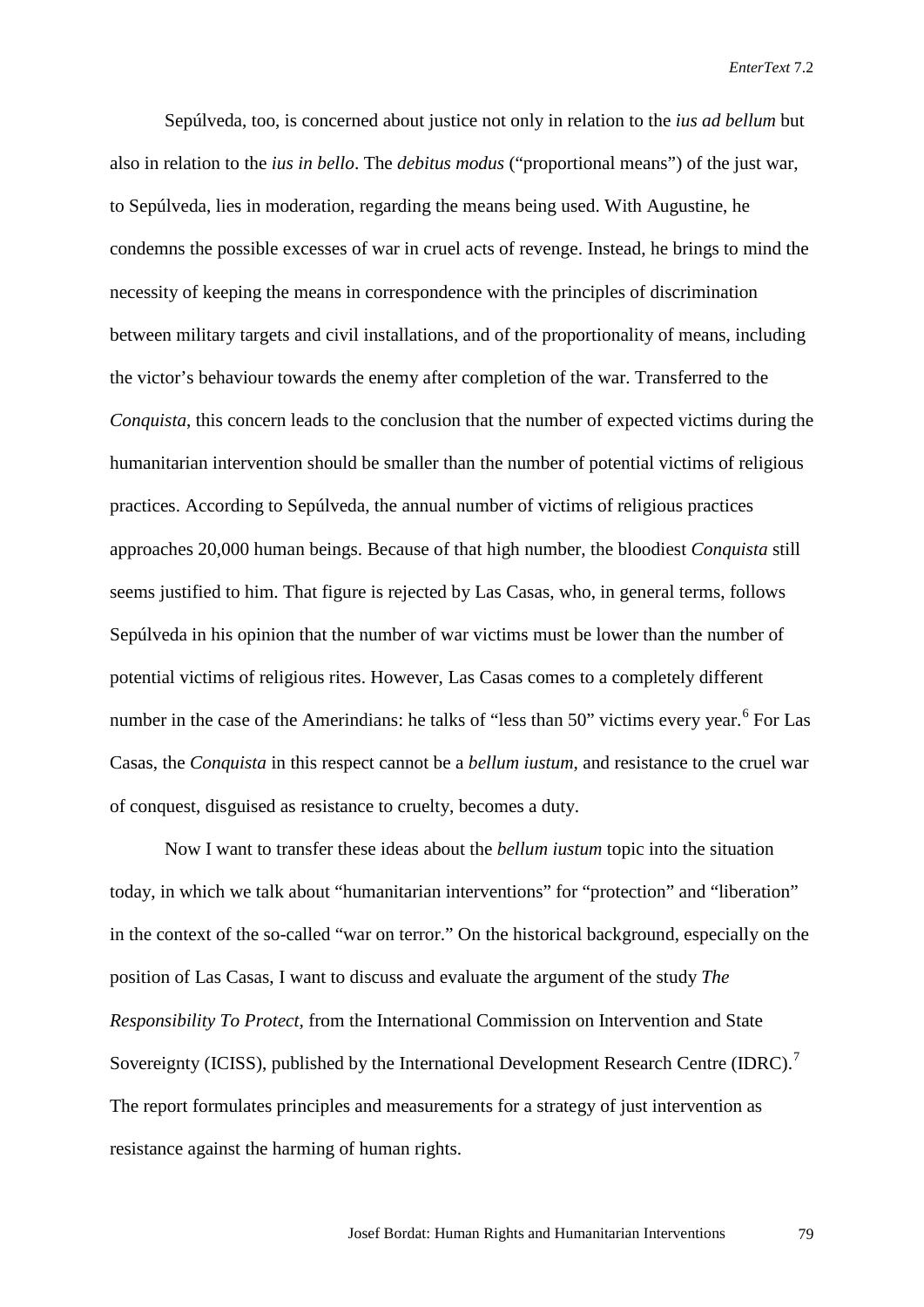Sepúlveda, too, is concerned about justice not only in relation to the *ius ad bellum* but also in relation to the *ius in bello*. The *debitus modus* ("proportional means") of the just war, to Sepúlveda, lies in moderation, regarding the means being used. With Augustine, he condemns the possible excesses of war in cruel acts of revenge. Instead, he brings to mind the necessity of keeping the means in correspondence with the principles of discrimination between military targets and civil installations, and of the proportionality of means, including the victor's behaviour towards the enemy after completion of the war. Transferred to the *Conquista*, this concern leads to the conclusion that the number of expected victims during the humanitarian intervention should be smaller than the number of potential victims of religious practices. According to Sepúlveda, the annual number of victims of religious practices approaches 20,000 human beings. Because of that high number, the bloodiest *Conquista* still seems justified to him. That figure is rejected by Las Casas, who, in general terms, follows Sepúlveda in his opinion that the number of war victims must be lower than the number of potential victims of religious rites. However, Las Casas comes to a completely different number in the case of the Amerindians: he talks of "less than 50" victims every year.[6] For Las Casas, the *Conquista* in this respect cannot be a *bellum iustum*, and resistance to the cruel war of conquest, disguised as resistance to cruelty, becomes a duty.

Now I want to transfer these ideas about the *bellum iustum* topic into the situation today, in which we talk about "humanitarian interventions" for "protection" and "liberation" in the context of the so-called "war on terror." On the historical background, especially on the position of Las Casas, I want to discuss and evaluate the argument of the study *The Responsibility To Protect*, from the International Commission on Intervention and State Sovereignty (ICISS), published by the International Development Research Centre (IDRC).[7] The report formulates principles and measurements for a strategy of just intervention as resistance against the harming of human rights.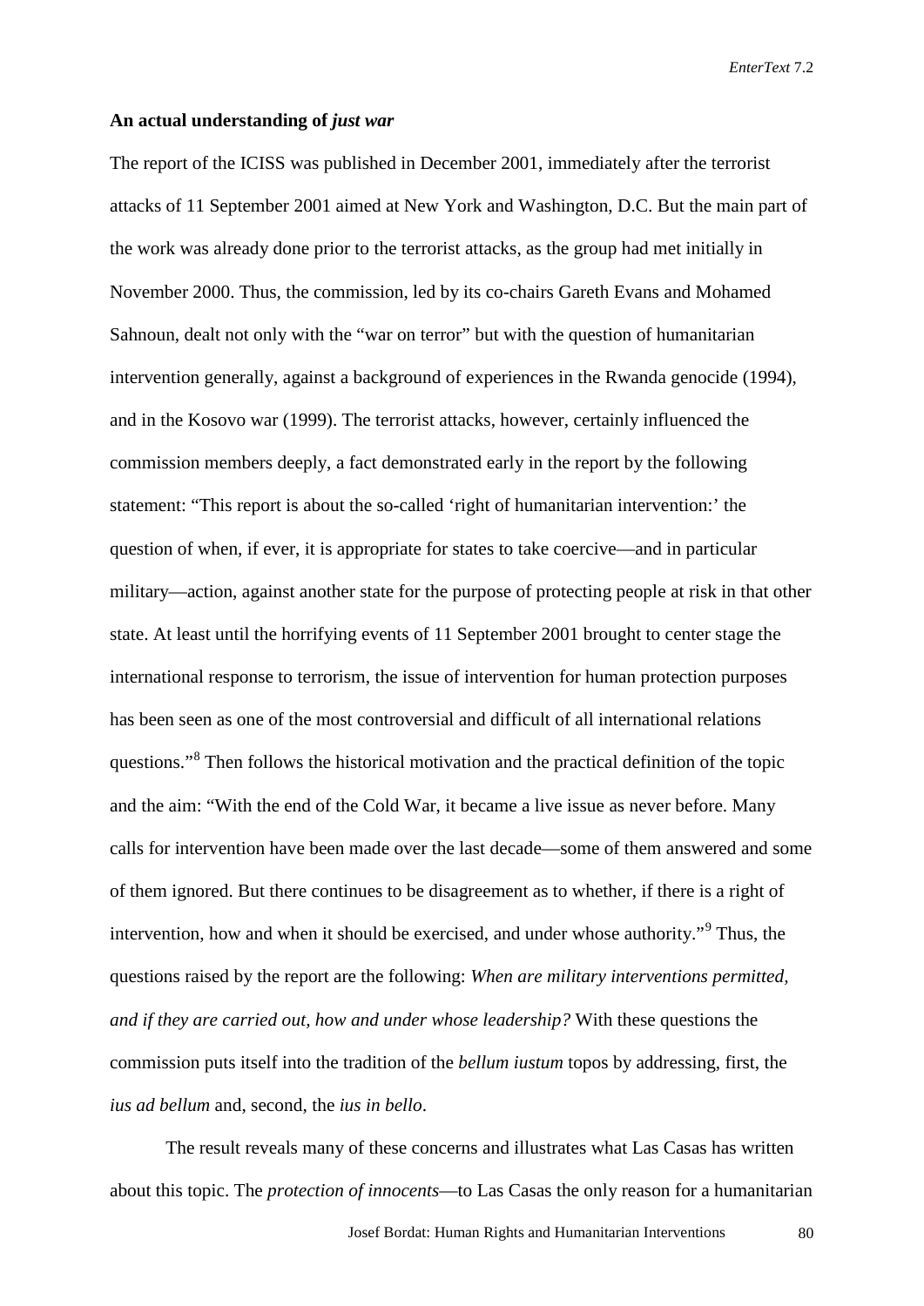**An actual understanding of *just war***

The report of the ICISS was published in December 2001, immediately after the terrorist attacks of 11 September 2001 aimed at New York and Washington, D.C. But the main part of the work was already done prior to the terrorist attacks, as the group had met initially in November 2000. Thus, the commission, led by its co-chairs Gareth Evans and Mohamed Sahnoun, dealt not only with the "war on terror" but with the question of humanitarian intervention generally, against a background of experiences in the Rwanda genocide (1994), and in the Kosovo war (1999). The terrorist attacks, however, certainly influenced the commission members deeply, a fact demonstrated early in the report by the following statement: "This report is about the so-called 'right of humanitarian intervention:' the question of when, if ever, it is appropriate for states to take coercive—and in particular military—action, against another state for the purpose of protecting people at risk in that other state. At least until the horrifying events of 11 September 2001 brought to center stage the international response to terrorism, the issue of intervention for human protection purposes has been seen as one of the most controversial and difficult of all international relations questions."[8] Then follows the historical motivation and the practical definition of the topic and the aim: "With the end of the Cold War, it became a live issue as never before. Many calls for intervention have been made over the last decade—some of them answered and some of them ignored. But there continues to be disagreement as to whether, if there is a right of intervention, how and when it should be exercised, and under whose authority."[9] Thus, the questions raised by the report are the following: *When are military interventions permitted, and if they are carried out, how and under whose leadership?* With these questions the commission puts itself into the tradition of the *bellum iustum* topos by addressing, first, the *ius ad bellum* and, second, the *ius in bello*.

The result reveals many of these concerns and illustrates what Las Casas has written about this topic. The *protection of innocents*—to Las Casas the only reason for a humanitarian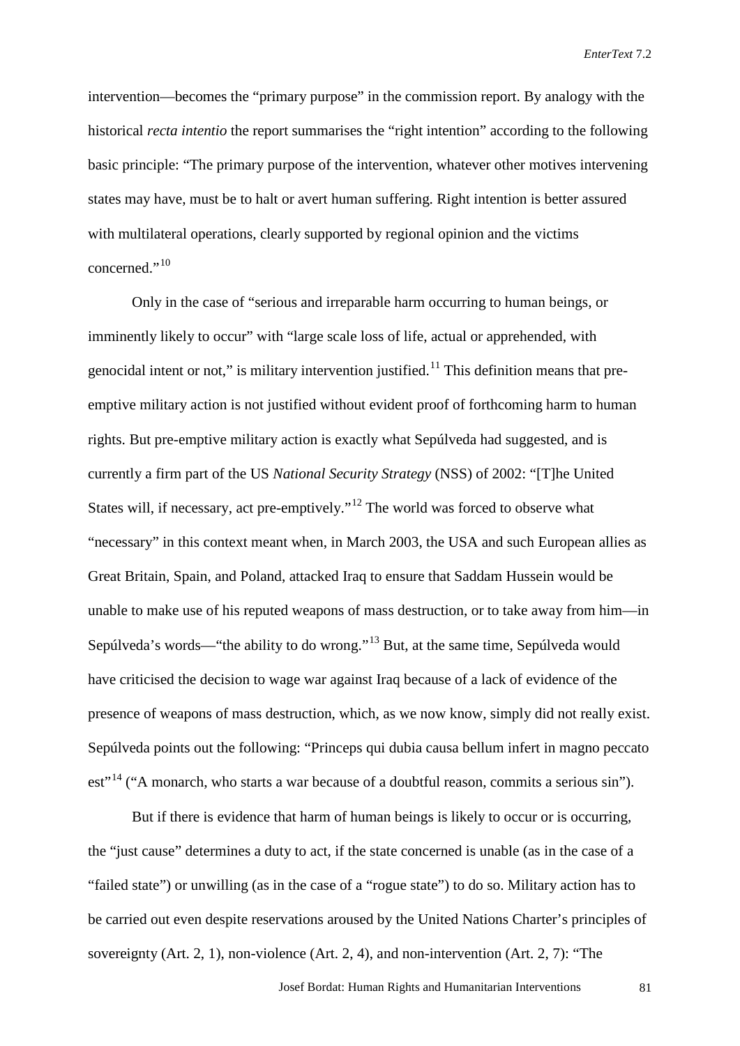intervention—becomes the "primary purpose" in the commission report. By analogy with the historical *recta intentio* the report summarises the "right intention" according to the following basic principle: "The primary purpose of the intervention, whatever other motives intervening states may have, must be to halt or avert human suffering. Right intention is better assured with multilateral operations, clearly supported by regional opinion and the victims concerned."[10]

Only in the case of "serious and irreparable harm occurring to human beings, or imminently likely to occur" with "large scale loss of life, actual or apprehended, with genocidal intent or not," is military intervention justified.[11] This definition means that pre-emptive military action is not justified without evident proof of forthcoming harm to human rights. But pre-emptive military action is exactly what Sepúlveda had suggested, and is currently a firm part of the US *National Security Strategy* (NSS) of 2002: "[T]he United States will, if necessary, act pre-emptively."[12] The world was forced to observe what "necessary" in this context meant when, in March 2003, the USA and such European allies as Great Britain, Spain, and Poland, attacked Iraq to ensure that Saddam Hussein would be unable to make use of his reputed weapons of mass destruction, or to take away from him—in Sepúlveda's words—"the ability to do wrong."[13] But, at the same time, Sepúlveda would have criticised the decision to wage war against Iraq because of a lack of evidence of the presence of weapons of mass destruction, which, as we now know, simply did not really exist. Sepúlveda points out the following: "Princeps qui dubia causa bellum infert in magno peccato est"[14] ("A monarch, who starts a war because of a doubtful reason, commits a serious sin").

But if there is evidence that harm of human beings is likely to occur or is occurring, the "just cause" determines a duty to act, if the state concerned is unable (as in the case of a "failed state") or unwilling (as in the case of a "rogue state") to do so. Military action has to be carried out even despite reservations aroused by the United Nations Charter's principles of sovereignty (Art. 2, 1), non-violence (Art. 2, 4), and non-intervention (Art. 2, 7): "The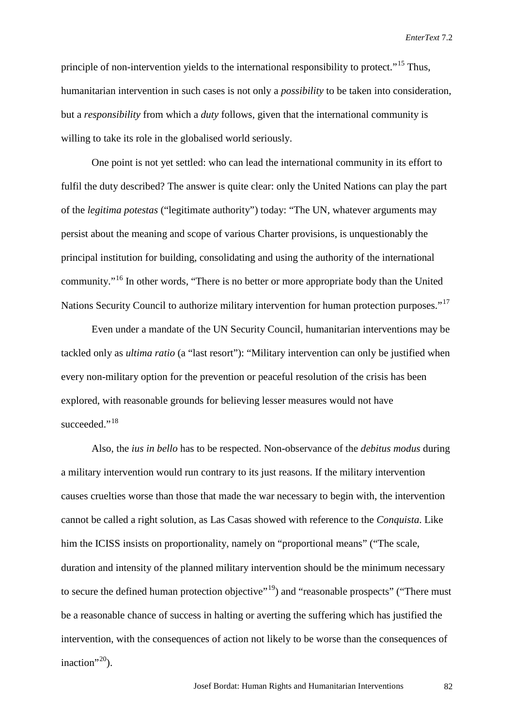principle of non-intervention yields to the international responsibility to protect."[15] Thus, humanitarian intervention in such cases is not only a *possibility* to be taken into consideration, but a *responsibility* from which a *duty* follows, given that the international community is willing to take its role in the globalised world seriously.

One point is not yet settled: who can lead the international community in its effort to fulfil the duty described? The answer is quite clear: only the United Nations can play the part of the *legitima potestas* ("legitimate authority") today: "The UN, whatever arguments may persist about the meaning and scope of various Charter provisions, is unquestionably the principal institution for building, consolidating and using the authority of the international community."[16] In other words, "There is no better or more appropriate body than the United Nations Security Council to authorize military intervention for human protection purposes."[17]

Even under a mandate of the UN Security Council, humanitarian interventions may be tackled only as *ultima ratio* (a "last resort"): "Military intervention can only be justified when every non-military option for the prevention or peaceful resolution of the crisis has been explored, with reasonable grounds for believing lesser measures would not have succeeded."[18]

Also, the *ius in bello* has to be respected. Non-observance of the *debitus modus* during a military intervention would run contrary to its just reasons. If the military intervention causes cruelties worse than those that made the war necessary to begin with, the intervention cannot be called a right solution, as Las Casas showed with reference to the *Conquista*. Like him the ICISS insists on proportionality, namely on "proportional means" ("The scale, duration and intensity of the planned military intervention should be the minimum necessary to secure the defined human protection objective"[19]) and "reasonable prospects" ("There must be a reasonable chance of success in halting or averting the suffering which has justified the intervention, with the consequences of action not likely to be worse than the consequences of inaction"[20]).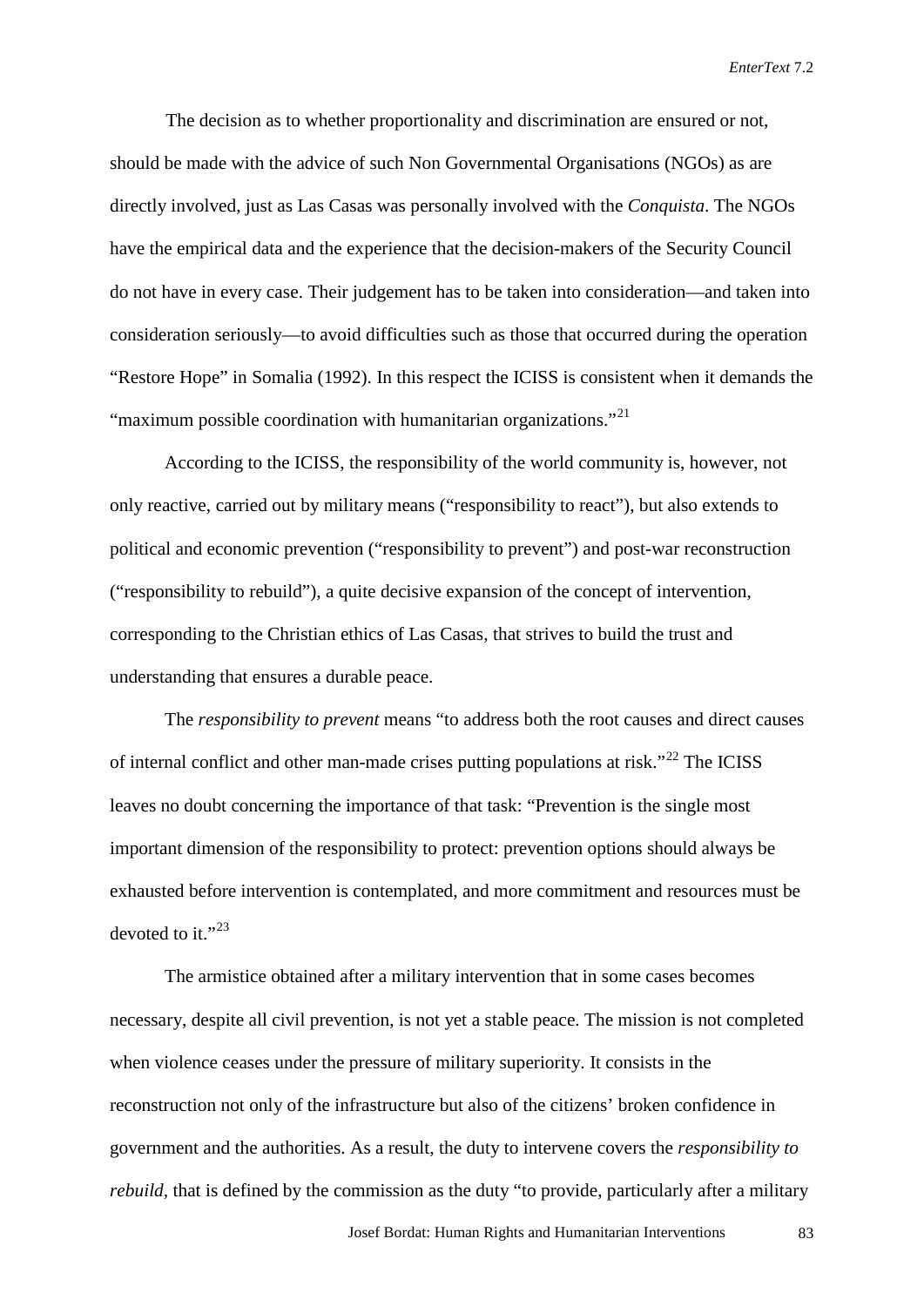The decision as to whether proportionality and discrimination are ensured or not, should be made with the advice of such Non Governmental Organisations (NGOs) as are directly involved, just as Las Casas was personally involved with the *Conquista*. The NGOs have the empirical data and the experience that the decision-makers of the Security Council do not have in every case. Their judgement has to be taken into consideration—and taken into consideration seriously—to avoid difficulties such as those that occurred during the operation "Restore Hope" in Somalia (1992). In this respect the ICISS is consistent when it demands the "maximum possible coordination with humanitarian organizations."[21]

According to the ICISS, the responsibility of the world community is, however, not only reactive, carried out by military means ("responsibility to react"), but also extends to political and economic prevention ("responsibility to prevent") and post-war reconstruction ("responsibility to rebuild"), a quite decisive expansion of the concept of intervention, corresponding to the Christian ethics of Las Casas, that strives to build the trust and understanding that ensures a durable peace.

The *responsibility to prevent* means "to address both the root causes and direct causes of internal conflict and other man-made crises putting populations at risk."[22] The ICISS leaves no doubt concerning the importance of that task: "Prevention is the single most important dimension of the responsibility to protect: prevention options should always be exhausted before intervention is contemplated, and more commitment and resources must be devoted to it."[23]

The armistice obtained after a military intervention that in some cases becomes necessary, despite all civil prevention, is not yet a stable peace. The mission is not completed when violence ceases under the pressure of military superiority. It consists in the reconstruction not only of the infrastructure but also of the citizens' broken confidence in government and the authorities. As a result, the duty to intervene covers the *responsibility to rebuild,* that is defined by the commission as the duty "to provide, particularly after a military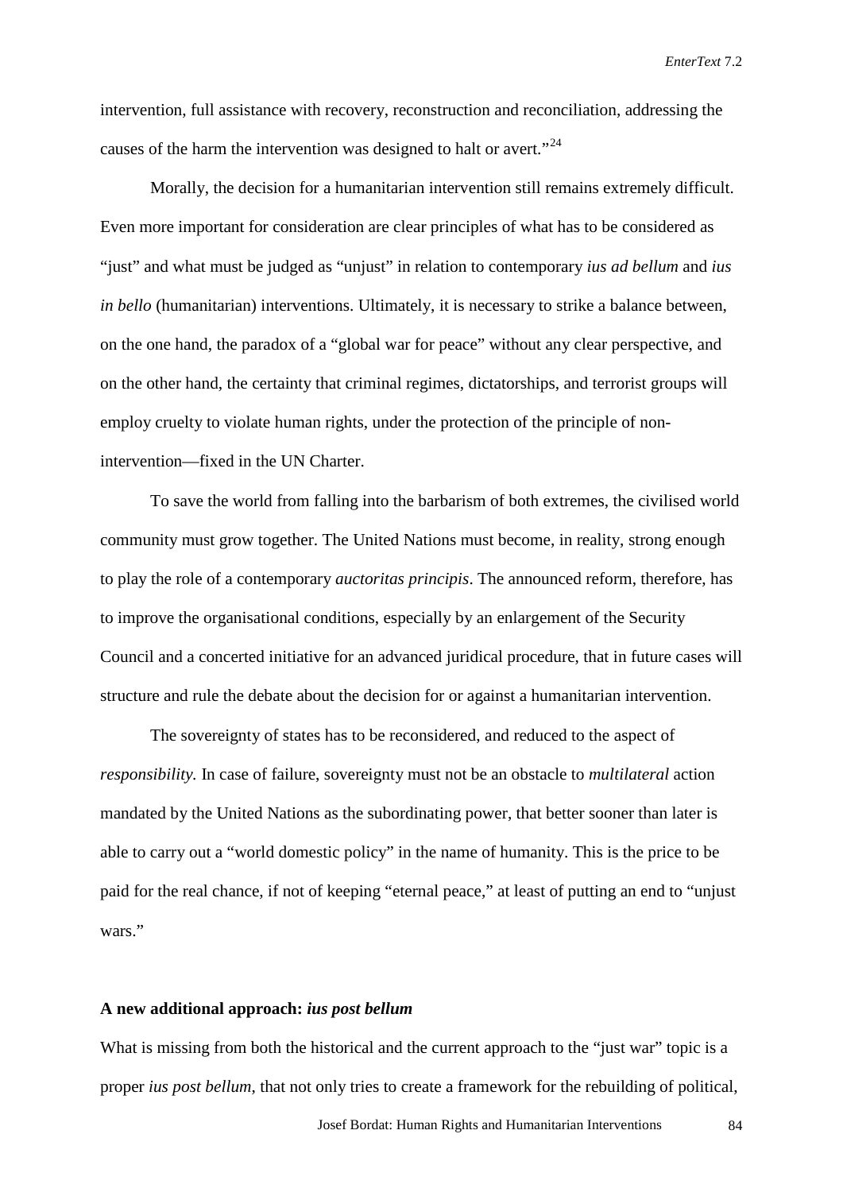intervention, full assistance with recovery, reconstruction and reconciliation, addressing the causes of the harm the intervention was designed to halt or avert."[24]

Morally, the decision for a humanitarian intervention still remains extremely difficult. Even more important for consideration are clear principles of what has to be considered as "just" and what must be judged as "unjust" in relation to contemporary *ius ad bellum* and *ius in bello* (humanitarian) interventions. Ultimately, it is necessary to strike a balance between, on the one hand, the paradox of a "global war for peace" without any clear perspective, and on the other hand, the certainty that criminal regimes, dictatorships, and terrorist groups will employ cruelty to violate human rights, under the protection of the principle of non-intervention—fixed in the UN Charter.

To save the world from falling into the barbarism of both extremes, the civilised world community must grow together. The United Nations must become, in reality, strong enough to play the role of a contemporary *auctoritas principis*. The announced reform, therefore, has to improve the organisational conditions, especially by an enlargement of the Security Council and a concerted initiative for an advanced juridical procedure, that in future cases will structure and rule the debate about the decision for or against a humanitarian intervention.

The sovereignty of states has to be reconsidered, and reduced to the aspect of *responsibility.* In case of failure, sovereignty must not be an obstacle to *multilateral* action mandated by the United Nations as the subordinating power, that better sooner than later is able to carry out a "world domestic policy" in the name of humanity. This is the price to be paid for the real chance, if not of keeping "eternal peace," at least of putting an end to "unjust wars."

**A new additional approach: *ius post bellum***

What is missing from both the historical and the current approach to the "just war" topic is a proper *ius post bellum*, that not only tries to create a framework for the rebuilding of political,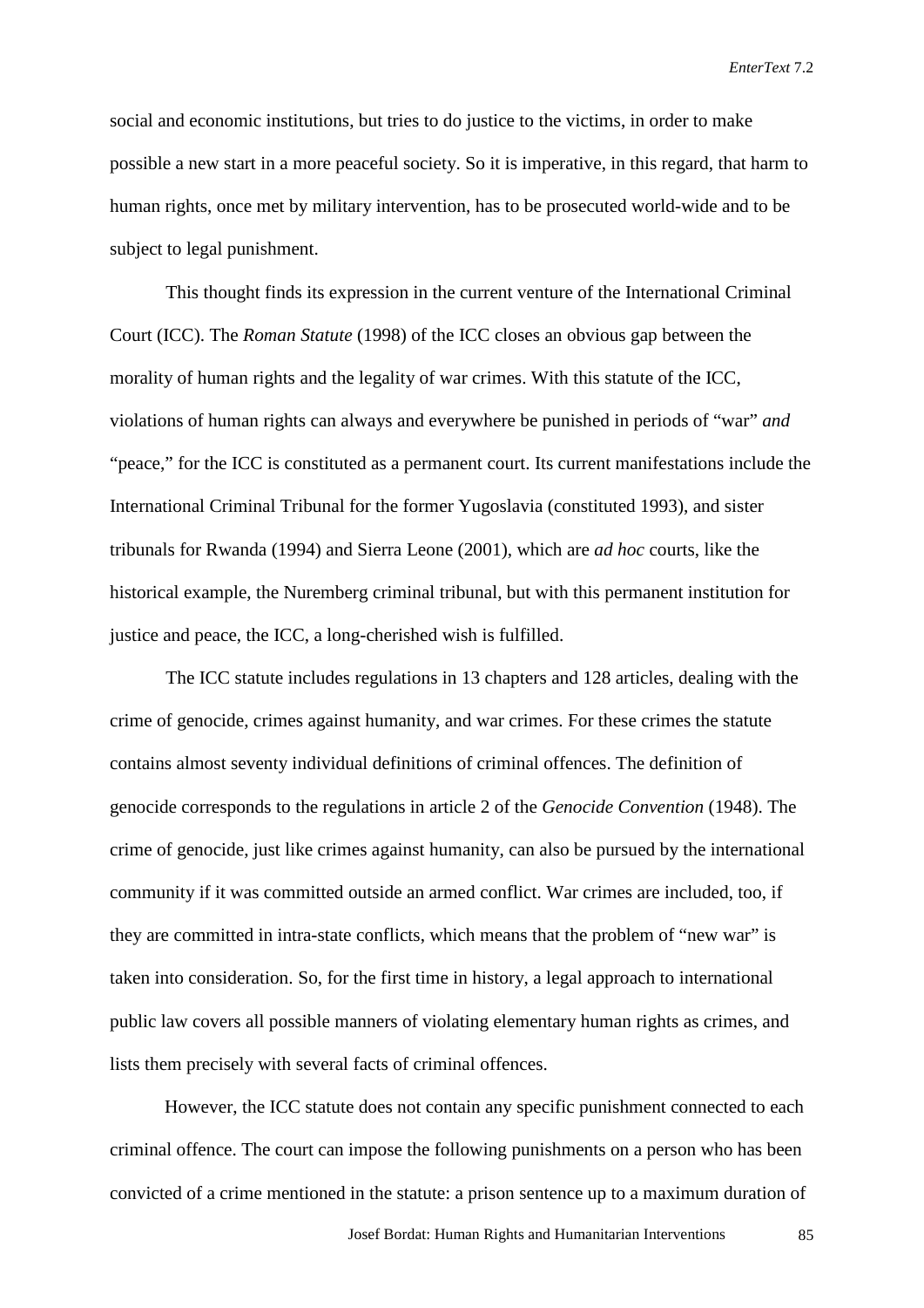social and economic institutions, but tries to do justice to the victims, in order to make possible a new start in a more peaceful society. So it is imperative, in this regard, that harm to human rights, once met by military intervention, has to be prosecuted world-wide and to be subject to legal punishment.

This thought finds its expression in the current venture of the International Criminal Court (ICC). The *Roman Statute* (1998) of the ICC closes an obvious gap between the morality of human rights and the legality of war crimes. With this statute of the ICC, violations of human rights can always and everywhere be punished in periods of "war" *and* "peace," for the ICC is constituted as a permanent court. Its current manifestations include the International Criminal Tribunal for the former Yugoslavia (constituted 1993), and sister tribunals for Rwanda (1994) and Sierra Leone (2001), which are *ad hoc* courts, like the historical example, the Nuremberg criminal tribunal, but with this permanent institution for justice and peace, the ICC, a long-cherished wish is fulfilled.

The ICC statute includes regulations in 13 chapters and 128 articles, dealing with the crime of genocide, crimes against humanity, and war crimes. For these crimes the statute contains almost seventy individual definitions of criminal offences. The definition of genocide corresponds to the regulations in article 2 of the *Genocide Convention* (1948). The crime of genocide, just like crimes against humanity, can also be pursued by the international community if it was committed outside an armed conflict. War crimes are included, too, if they are committed in intra-state conflicts, which means that the problem of "new war" is taken into consideration. So, for the first time in history, a legal approach to international public law covers all possible manners of violating elementary human rights as crimes, and lists them precisely with several facts of criminal offences.

However, the ICC statute does not contain any specific punishment connected to each criminal offence. The court can impose the following punishments on a person who has been convicted of a crime mentioned in the statute: a prison sentence up to a maximum duration of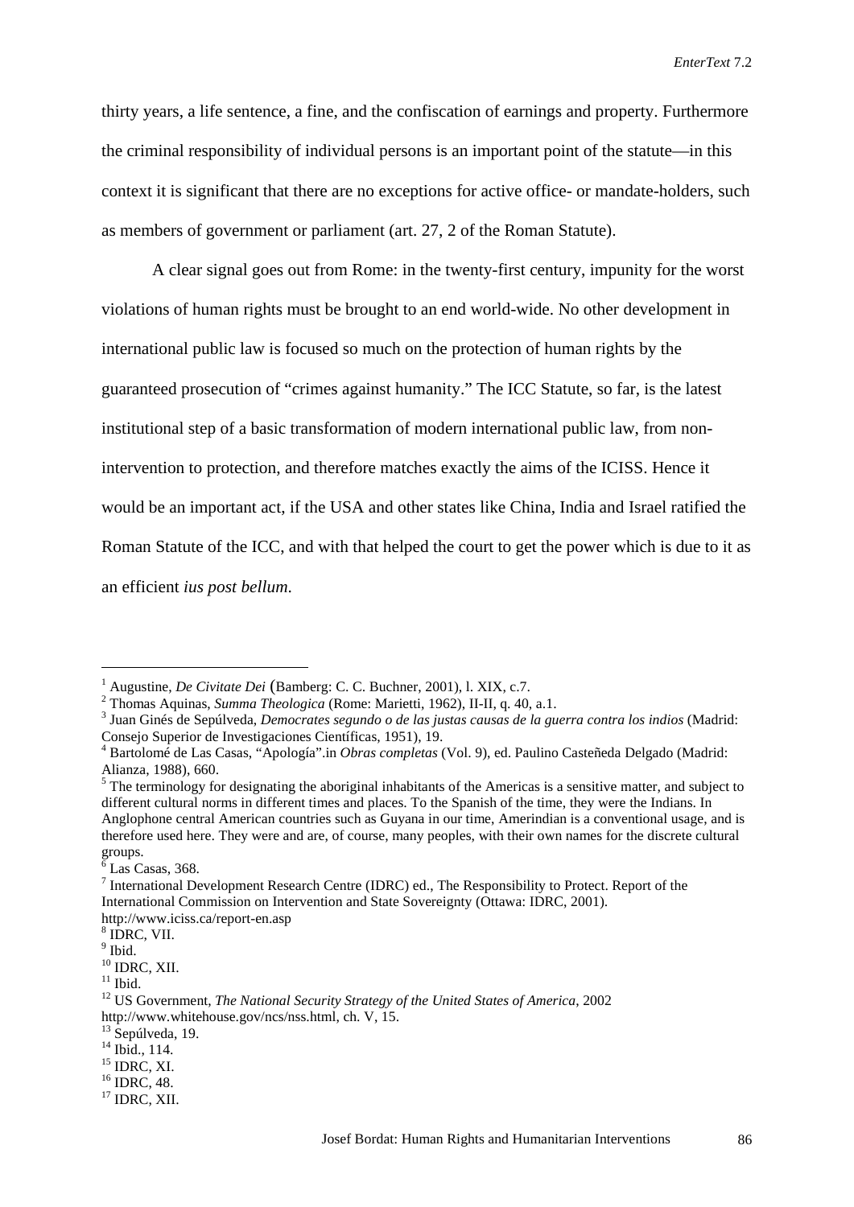thirty years, a life sentence, a fine, and the confiscation of earnings and property. Furthermore the criminal responsibility of individual persons is an important point of the statute—in this context it is significant that there are no exceptions for active office- or mandate-holders, such as members of government or parliament (art. 27, 2 of the Roman Statute).

A clear signal goes out from Rome: in the twenty-first century, impunity for the worst violations of human rights must be brought to an end world-wide. No other development in international public law is focused so much on the protection of human rights by the guaranteed prosecution of "crimes against humanity." The ICC Statute, so far, is the latest institutional step of a basic transformation of modern international public law, from non-intervention to protection, and therefore matches exactly the aims of the ICISS. Hence it would be an important act, if the USA and other states like China, India and Israel ratified the Roman Statute of the ICC, and with that helped the court to get the power which is due to it as an efficient *ius post bellum*.

---

[1] Augustine, *De Civitate Dei* (Bamberg: C. C. Buchner, 2001), l. XIX, c.7.
[2] Thomas Aquinas, *Summa Theologica* (Rome: Marietti, 1962), II-II, q. 40, a.1.
[3] Juan Ginés de Sepúlveda, *Democrates segundo o de las justas causas de la guerra contra los indios* (Madrid: Consejo Superior de Investigaciones Científicas, 1951), 19.
[4] Bartolomé de Las Casas, "Apología".in *Obras completas* (Vol. 9), ed. Paulino Casteñeda Delgado (Madrid: Alianza, 1988), 660.
[5] The terminology for designating the aboriginal inhabitants of the Americas is a sensitive matter, and subject to different cultural norms in different times and places. To the Spanish of the time, they were the Indians. In Anglophone central American countries such as Guyana in our time, Amerindian is a conventional usage, and is therefore used here. They were and are, of course, many peoples, with their own names for the discrete cultural groups.
[6] Las Casas, 368.
[7] International Development Research Centre (IDRC) ed., The Responsibility to Protect. Report of the International Commission on Intervention and State Sovereignty (Ottawa: IDRC, 2001). http://www.iciss.ca/report-en.asp
[8] IDRC, VII.
[9] Ibid.
[10] IDRC, XII.
[11] Ibid.
[12] US Government, *The National Security Strategy of the United States of America*, 2002 http://www.whitehouse.gov/ncs/nss.html, ch. V, 15.
[13] Sepúlveda, 19.
[14] Ibid., 114.
[15] IDRC, XI.
[16] IDRC, 48.
[17] IDRC, XII.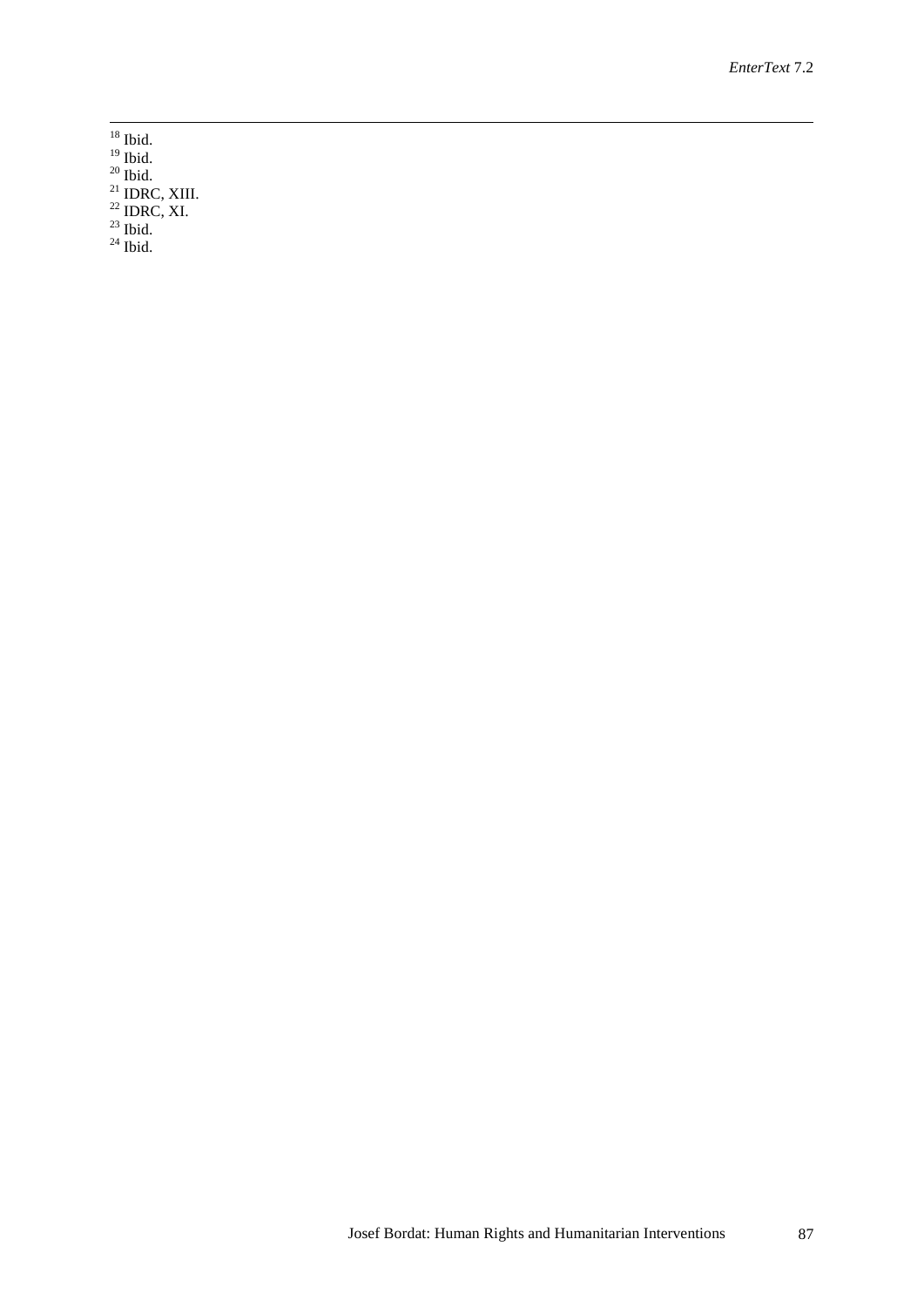[18] Ibid.
[19] Ibid.
[20] Ibid.
[21] IDRC, XIII.
[22] IDRC, XI.
[23] Ibid.
[24] Ibid.